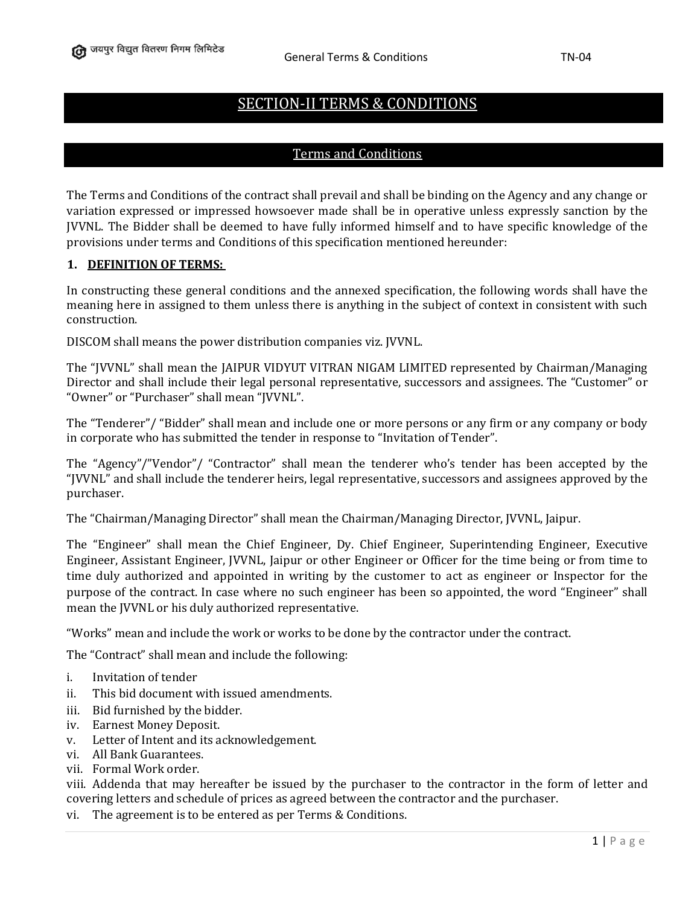# SECTION-II TERMS & CONDITIONS

## Terms and Conditions

The Terms and Conditions of the contract shall prevail and shall be binding on the Agency and any change or variation expressed or impressed howsoever made shall be in operative unless expressly sanction by the JVVNL. The Bidder shall be deemed to have fully informed himself and to have specific knowledge of the provisions under terms and Conditions of this specification mentioned hereunder:

### 1. DEFINITION OF TERMS:

In constructing these general conditions and the annexed specification, the following words shall have the meaning here in assigned to them unless there is anything in the subject of context in consistent with such construction.

DISCOM shall means the power distribution companies viz. JVVNL.

The "JVVNL" shall mean the JAIPUR VIDYUT VITRAN NIGAM LIMITED represented by Chairman/Managing Director and shall include their legal personal representative, successors and assignees. The "Customer" or "Owner" or "Purchaser" shall mean "JVVNL".

The "Tenderer"/ "Bidder" shall mean and include one or more persons or any firm or any company or body in corporate who has submitted the tender in response to "Invitation of Tender".

The "Agency"/"Vendor"/ "Contractor" shall mean the tenderer who's tender has been accepted by the "JVVNL" and shall include the tenderer heirs, legal representative, successors and assignees approved by the purchaser.

The "Chairman/Managing Director" shall mean the Chairman/Managing Director, JVVNL, Jaipur.

The "Engineer" shall mean the Chief Engineer, Dy. Chief Engineer, Superintending Engineer, Executive Engineer, Assistant Engineer, JVVNL, Jaipur or other Engineer or Officer for the time being or from time to time duly authorized and appointed in writing by the customer to act as engineer or Inspector for the purpose of the contract. In case where no such engineer has been so appointed, the word "Engineer" shall mean the JVVNL or his duly authorized representative.

"Works" mean and include the work or works to be done by the contractor under the contract.

The "Contract" shall mean and include the following:

i. Invitation of tender
ii. This bid document with issued amendments.
iii. Bid furnished by the bidder.
iv. Earnest Money Deposit.
v. Letter of Intent and its acknowledgement.
vi. All Bank Guarantees.
vii. Formal Work order.
viii. Addenda that may hereafter be issued by the purchaser to the contractor in the form of letter and covering letters and schedule of prices as agreed between the contractor and the purchaser.
vi. The agreement is to be entered as per Terms & Conditions.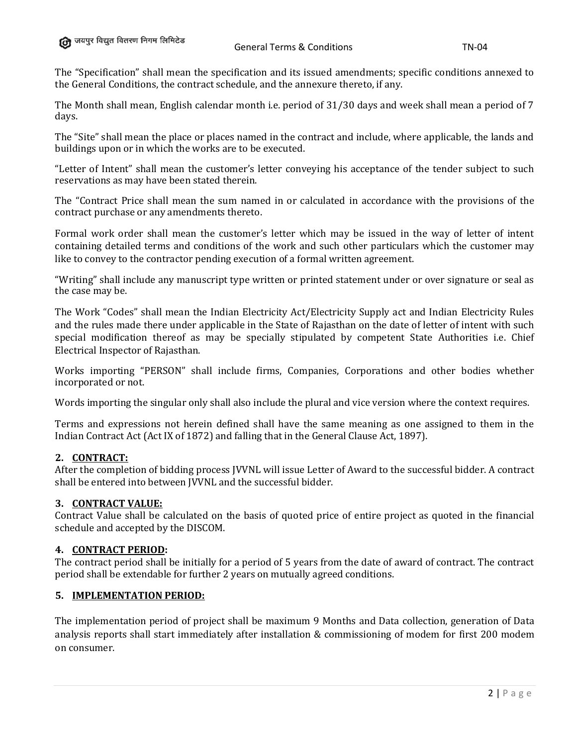The “Specification” shall mean the specification and its issued amendments; specific conditions annexed to the General Conditions, the contract schedule, and the annexure thereto, if any.

The Month shall mean, English calendar month i.e. period of 31/30 days and week shall mean a period of 7 days.

The “Site” shall mean the place or places named in the contract and include, where applicable, the lands and buildings upon or in which the works are to be executed.

“Letter of Intent” shall mean the customer’s letter conveying his acceptance of the tender subject to such reservations as may have been stated therein.

The “Contract Price shall mean the sum named in or calculated in accordance with the provisions of the contract purchase or any amendments thereto.

Formal work order shall mean the customer’s letter which may be issued in the way of letter of intent containing detailed terms and conditions of the work and such other particulars which the customer may like to convey to the contractor pending execution of a formal written agreement.

“Writing” shall include any manuscript type written or printed statement under or over signature or seal as the case may be.

The Work “Codes” shall mean the Indian Electricity Act/Electricity Supply act and Indian Electricity Rules and the rules made there under applicable in the State of Rajasthan on the date of letter of intent with such special modification thereof as may be specially stipulated by competent State Authorities i.e. Chief Electrical Inspector of Rajasthan.

Works importing “PERSON” shall include firms, Companies, Corporations and other bodies whether incorporated or not.

Words importing the singular only shall also include the plural and vice version where the context requires.

Terms and expressions not herein defined shall have the same meaning as one assigned to them in the Indian Contract Act (Act IX of 1872) and falling that in the General Clause Act, 1897).

## 2. CONTRACT:

After the completion of bidding process JVVNL will issue Letter of Award to the successful bidder. A contract shall be entered into between JVVNL and the successful bidder.

## 3. CONTRACT VALUE:

Contract Value shall be calculated on the basis of quoted price of entire project as quoted in the financial schedule and accepted by the DISCOM.

## 4. CONTRACT PERIOD:

The contract period shall be initially for a period of 5 years from the date of award of contract. The contract period shall be extendable for further 2 years on mutually agreed conditions.

## 5. IMPLEMENTATION PERIOD:

The implementation period of project shall be maximum 9 Months and Data collection, generation of Data analysis reports shall start immediately after installation & commissioning of modem for first 200 modem on consumer.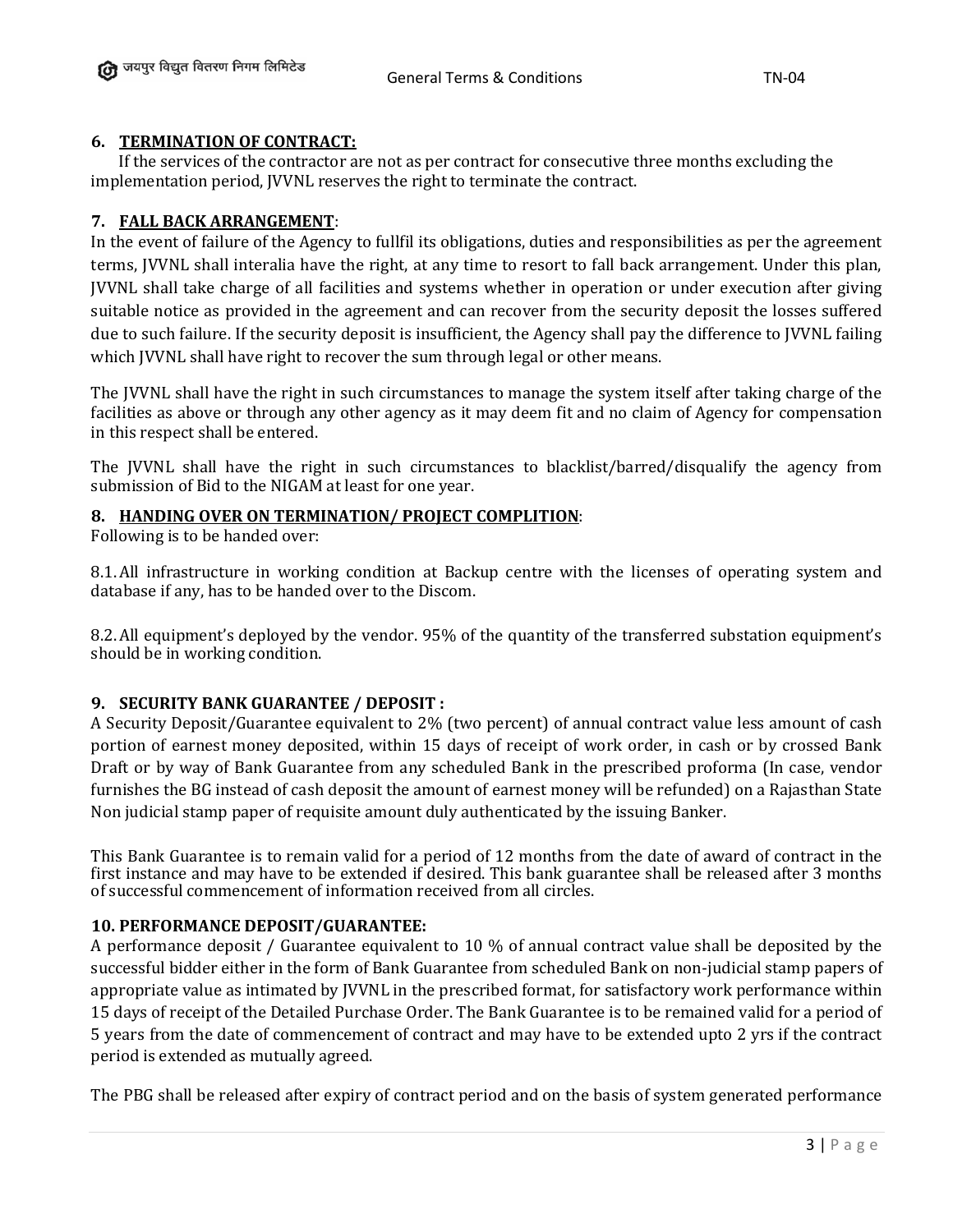## 6. TERMINATION OF CONTRACT:

If the services of the contractor are not as per contract for consecutive three months excluding the implementation period, JVVNL reserves the right to terminate the contract.

## 7. FALL BACK ARRANGEMENT:

In the event of failure of the Agency to fullfil its obligations, duties and responsibilities as per the agreement terms, JVVNL shall interalia have the right, at any time to resort to fall back arrangement. Under this plan, JVVNL shall take charge of all facilities and systems whether in operation or under execution after giving suitable notice as provided in the agreement and can recover from the security deposit the losses suffered due to such failure. If the security deposit is insufficient, the Agency shall pay the difference to JVVNL failing which JVVNL shall have right to recover the sum through legal or other means.

The JVVNL shall have the right in such circumstances to manage the system itself after taking charge of the facilities as above or through any other agency as it may deem fit and no claim of Agency for compensation in this respect shall be entered.

The JVVNL shall have the right in such circumstances to blacklist/barred/disqualify the agency from submission of Bid to the NIGAM at least for one year.

## 8. HANDING OVER ON TERMINATION/ PROJECT COMPLITION:

Following is to be handed over:

8.1. All infrastructure in working condition at Backup centre with the licenses of operating system and database if any, has to be handed over to the Discom.

8.2. All equipment's deployed by the vendor. 95% of the quantity of the transferred substation equipment's should be in working condition.

## 9. SECURITY BANK GUARANTEE / DEPOSIT :

A Security Deposit/Guarantee equivalent to 2% (two percent) of annual contract value less amount of cash portion of earnest money deposited, within 15 days of receipt of work order, in cash or by crossed Bank Draft or by way of Bank Guarantee from any scheduled Bank in the prescribed proforma (In case, vendor furnishes the BG instead of cash deposit the amount of earnest money will be refunded) on a Rajasthan State Non judicial stamp paper of requisite amount duly authenticated by the issuing Banker.

This Bank Guarantee is to remain valid for a period of 12 months from the date of award of contract in the first instance and may have to be extended if desired. This bank guarantee shall be released after 3 months of successful commencement of information received from all circles.

## 10. PERFORMANCE DEPOSIT/GUARANTEE:

A performance deposit / Guarantee equivalent to 10 % of annual contract value shall be deposited by the successful bidder either in the form of Bank Guarantee from scheduled Bank on non-judicial stamp papers of appropriate value as intimated by JVVNL in the prescribed format, for satisfactory work performance within 15 days of receipt of the Detailed Purchase Order. The Bank Guarantee is to be remained valid for a period of 5 years from the date of commencement of contract and may have to be extended upto 2 yrs if the contract period is extended as mutually agreed.

The PBG shall be released after expiry of contract period and on the basis of system generated performance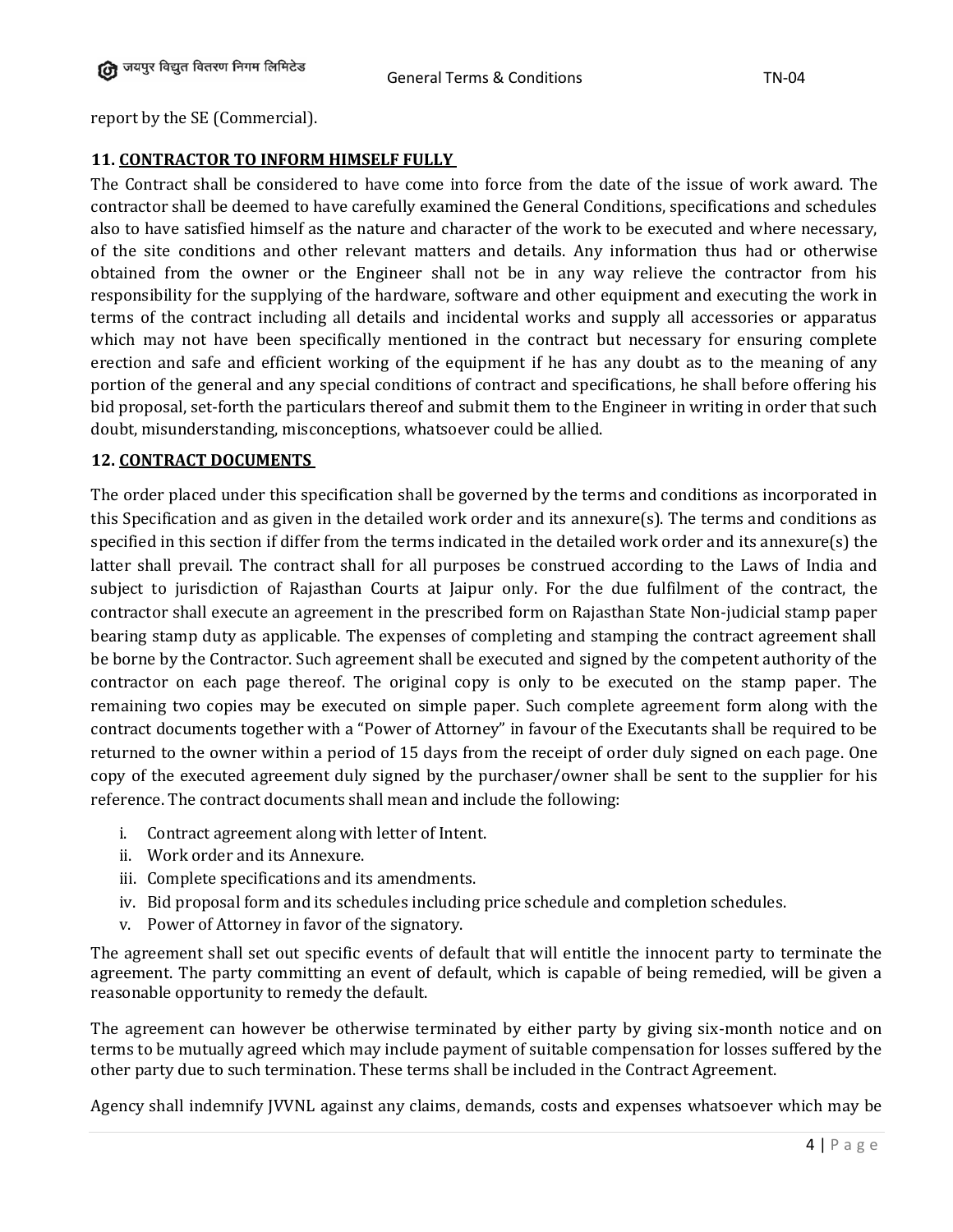report by the SE (Commercial).

**11. CONTRACTOR TO INFORM HIMSELF FULLY**

The Contract shall be considered to have come into force from the date of the issue of work award. The contractor shall be deemed to have carefully examined the General Conditions, specifications and schedules also to have satisfied himself as the nature and character of the work to be executed and where necessary, of the site conditions and other relevant matters and details. Any information thus had or otherwise obtained from the owner or the Engineer shall not be in any way relieve the contractor from his responsibility for the supplying of the hardware, software and other equipment and executing the work in terms of the contract including all details and incidental works and supply all accessories or apparatus which may not have been specifically mentioned in the contract but necessary for ensuring complete erection and safe and efficient working of the equipment if he has any doubt as to the meaning of any portion of the general and any special conditions of contract and specifications, he shall before offering his bid proposal, set-forth the particulars thereof and submit them to the Engineer in writing in order that such doubt, misunderstanding, misconceptions, whatsoever could be allied.

**12. CONTRACT DOCUMENTS**

The order placed under this specification shall be governed by the terms and conditions as incorporated in this Specification and as given in the detailed work order and its annexure(s). The terms and conditions as specified in this section if differ from the terms indicated in the detailed work order and its annexure(s) the latter shall prevail. The contract shall for all purposes be construed according to the Laws of India and subject to jurisdiction of Rajasthan Courts at Jaipur only. For the due fulfilment of the contract, the contractor shall execute an agreement in the prescribed form on Rajasthan State Non-judicial stamp paper bearing stamp duty as applicable. The expenses of completing and stamping the contract agreement shall be borne by the Contractor. Such agreement shall be executed and signed by the competent authority of the contractor on each page thereof. The original copy is only to be executed on the stamp paper. The remaining two copies may be executed on simple paper. Such complete agreement form along with the contract documents together with a "Power of Attorney" in favour of the Executants shall be required to be returned to the owner within a period of 15 days from the receipt of order duly signed on each page. One copy of the executed agreement duly signed by the purchaser/owner shall be sent to the supplier for his reference. The contract documents shall mean and include the following:

i. Contract agreement along with letter of Intent.
ii. Work order and its Annexure.
iii. Complete specifications and its amendments.
iv. Bid proposal form and its schedules including price schedule and completion schedules.
v. Power of Attorney in favor of the signatory.

The agreement shall set out specific events of default that will entitle the innocent party to terminate the agreement. The party committing an event of default, which is capable of being remedied, will be given a reasonable opportunity to remedy the default.

The agreement can however be otherwise terminated by either party by giving six-month notice and on terms to be mutually agreed which may include payment of suitable compensation for losses suffered by the other party due to such termination. These terms shall be included in the Contract Agreement.

Agency shall indemnify JVVNL against any claims, demands, costs and expenses whatsoever which may be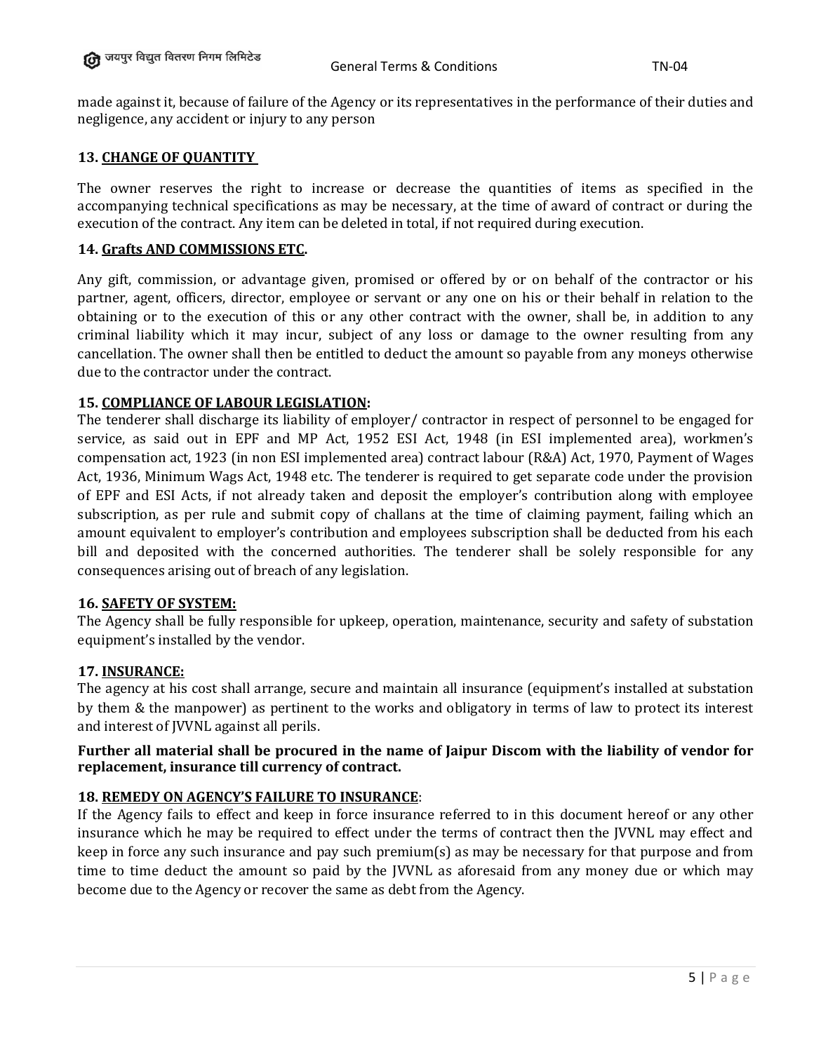made against it, because of failure of the Agency or its representatives in the performance of their duties and negligence, any accident or injury to any person

**13. <u>CHANGE OF QUANTITY</u>**

The owner reserves the right to increase or decrease the quantities of items as specified in the accompanying technical specifications as may be necessary, at the time of award of contract or during the execution of the contract. Any item can be deleted in total, if not required during execution.

**14. <u>Grafts AND COMMISSIONS ETC</u>.**

Any gift, commission, or advantage given, promised or offered by or on behalf of the contractor or his partner, agent, officers, director, employee or servant or any one on his or their behalf in relation to the obtaining or to the execution of this or any other contract with the owner, shall be, in addition to any criminal liability which it may incur, subject of any loss or damage to the owner resulting from any cancellation. The owner shall then be entitled to deduct the amount so payable from any moneys otherwise due to the contractor under the contract.

**15. <u>COMPLIANCE OF LABOUR LEGISLATION</u>:**

The tenderer shall discharge its liability of employer/ contractor in respect of personnel to be engaged for service, as said out in EPF and MP Act, 1952 ESI Act, 1948 (in ESI implemented area), workmen's compensation act, 1923 (in non ESI implemented area) contract labour (R&A) Act, 1970, Payment of Wages Act, 1936, Minimum Wags Act, 1948 etc. The tenderer is required to get separate code under the provision of EPF and ESI Acts, if not already taken and deposit the employer's contribution along with employee subscription, as per rule and submit copy of challans at the time of claiming payment, failing which an amount equivalent to employer's contribution and employees subscription shall be deducted from his each bill and deposited with the concerned authorities. The tenderer shall be solely responsible for any consequences arising out of breach of any legislation.

**16. <u>SAFETY OF SYSTEM:</u>**

The Agency shall be fully responsible for upkeep, operation, maintenance, security and safety of substation equipment's installed by the vendor.

**17. <u>INSURANCE:</u>**

The agency at his cost shall arrange, secure and maintain all insurance (equipment's installed at substation by them & the manpower) as pertinent to the works and obligatory in terms of law to protect its interest and interest of JVVNL against all perils.

**Further all material shall be procured in the name of Jaipur Discom with the liability of vendor for replacement, insurance till currency of contract.**

**18. <u>REMEDY ON AGENCY'S FAILURE TO INSURANCE</u>**:

If the Agency fails to effect and keep in force insurance referred to in this document hereof or any other insurance which he may be required to effect under the terms of contract then the JVVNL may effect and keep in force any such insurance and pay such premium(s) as may be necessary for that purpose and from time to time deduct the amount so paid by the JVVNL as aforesaid from any money due or which may become due to the Agency or recover the same as debt from the Agency.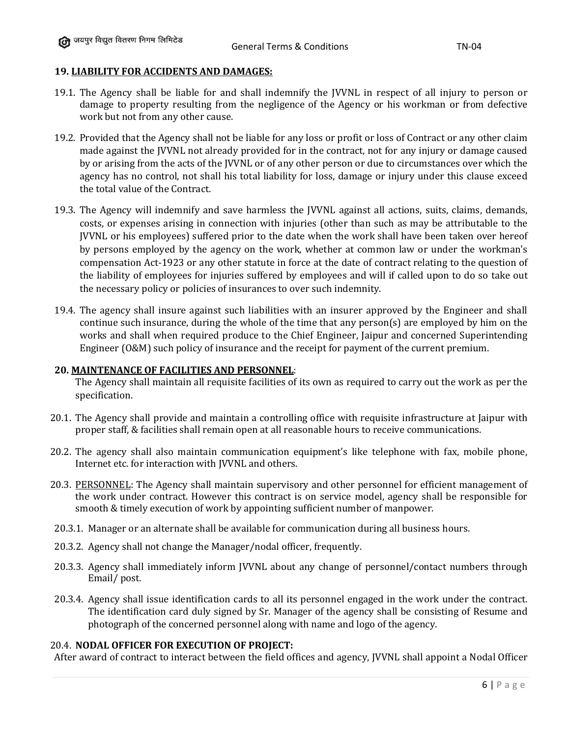## 19. LIABILITY FOR ACCIDENTS AND DAMAGES:

19.1. The Agency shall be liable for and shall indemnify the JVVNL in respect of all injury to person or damage to property resulting from the negligence of the Agency or his workman or from defective work but not from any other cause.

19.2. Provided that the Agency shall not be liable for any loss or profit or loss of Contract or any other claim made against the JVVNL not already provided for in the contract, not for any injury or damage caused by or arising from the acts of the JVVNL or of any other person or due to circumstances over which the agency has no control, not shall his total liability for loss, damage or injury under this clause exceed the total value of the Contract.

19.3. The Agency will indemnify and save harmless the JVVNL against all actions, suits, claims, demands, costs, or expenses arising in connection with injuries (other than such as may be attributable to the JVVNL or his employees) suffered prior to the date when the work shall have been taken over hereof by persons employed by the agency on the work, whether at common law or under the workman's compensation Act-1923 or any other statute in force at the date of contract relating to the question of the liability of employees for injuries suffered by employees and will if called upon to do so take out the necessary policy or policies of insurances to over such indemnity.

19.4. The agency shall insure against such liabilities with an insurer approved by the Engineer and shall continue such insurance, during the whole of the time that any person(s) are employed by him on the works and shall when required produce to the Chief Engineer, Jaipur and concerned Superintending Engineer (O&M) such policy of insurance and the receipt for payment of the current premium.

## 20. MAINTENANCE OF FACILITIES AND PERSONNEL:

The Agency shall maintain all requisite facilities of its own as required to carry out the work as per the specification.

20.1. The Agency shall provide and maintain a controlling office with requisite infrastructure at Jaipur with proper staff, & facilities shall remain open at all reasonable hours to receive communications.

20.2. The agency shall also maintain communication equipment's like telephone with fax, mobile phone, Internet etc. for interaction with JVVNL and others.

20.3. PERSONNEL: The Agency shall maintain supervisory and other personnel for efficient management of the work under contract. However this contract is on service model, agency shall be responsible for smooth & timely execution of work by appointing sufficient number of manpower.

20.3.1. Manager or an alternate shall be available for communication during all business hours.

20.3.2. Agency shall not change the Manager/nodal officer, frequently.

20.3.3. Agency shall immediately inform JVVNL about any change of personnel/contact numbers through Email/ post.

20.3.4. Agency shall issue identification cards to all its personnel engaged in the work under the contract. The identification card duly signed by Sr. Manager of the agency shall be consisting of Resume and photograph of the concerned personnel along with name and logo of the agency.

### 20.4. NODAL OFFICER FOR EXECUTION OF PROJECT:

After award of contract to interact between the field offices and agency, JVVNL shall appoint a Nodal Officer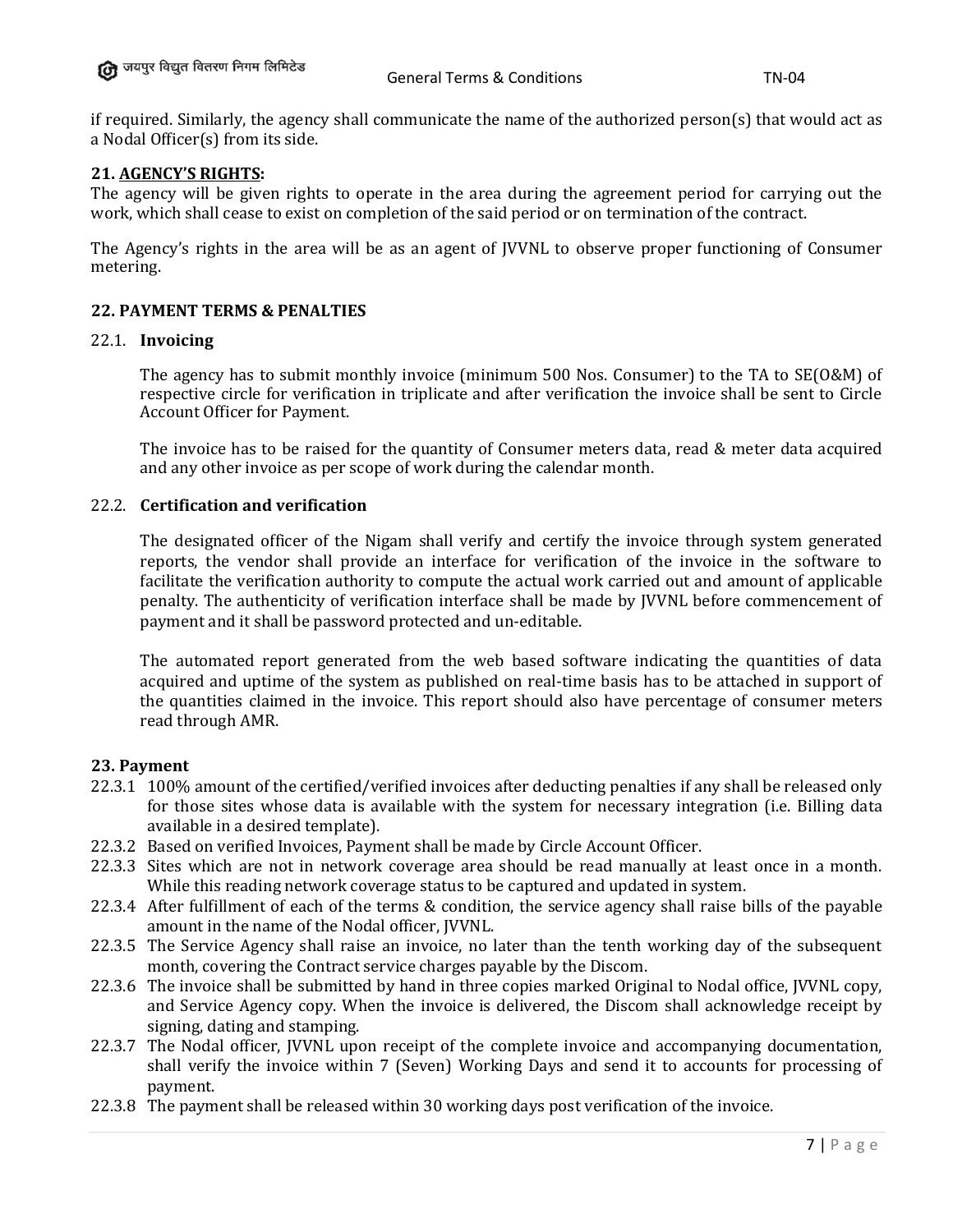if required. Similarly, the agency shall communicate the name of the authorized person(s) that would act as a Nodal Officer(s) from its side.

### 21. AGENCY'S RIGHTS:

The agency will be given rights to operate in the area during the agreement period for carrying out the work, which shall cease to exist on completion of the said period or on termination of the contract.

The Agency's rights in the area will be as an agent of JVVNL to observe proper functioning of Consumer metering.

### 22. PAYMENT TERMS & PENALTIES

#### 22.1. Invoicing

The agency has to submit monthly invoice (minimum 500 Nos. Consumer) to the TA to SE(O&M) of respective circle for verification in triplicate and after verification the invoice shall be sent to Circle Account Officer for Payment.

The invoice has to be raised for the quantity of Consumer meters data, read & meter data acquired and any other invoice as per scope of work during the calendar month.

#### 22.2. Certification and verification

The designated officer of the Nigam shall verify and certify the invoice through system generated reports, the vendor shall provide an interface for verification of the invoice in the software to facilitate the verification authority to compute the actual work carried out and amount of applicable penalty. The authenticity of verification interface shall be made by JVVNL before commencement of payment and it shall be password protected and un-editable.

The automated report generated from the web based software indicating the quantities of data acquired and uptime of the system as published on real-time basis has to be attached in support of the quantities claimed in the invoice. This report should also have percentage of consumer meters read through AMR.

### 23. Payment

- 22.3.1 100% amount of the certified/verified invoices after deducting penalties if any shall be released only for those sites whose data is available with the system for necessary integration (i.e. Billing data available in a desired template).
- 22.3.2 Based on verified Invoices, Payment shall be made by Circle Account Officer.
- 22.3.3 Sites which are not in network coverage area should be read manually at least once in a month. While this reading network coverage status to be captured and updated in system.
- 22.3.4 After fulfillment of each of the terms & condition, the service agency shall raise bills of the payable amount in the name of the Nodal officer, JVVNL.
- 22.3.5 The Service Agency shall raise an invoice, no later than the tenth working day of the subsequent month, covering the Contract service charges payable by the Discom.
- 22.3.6 The invoice shall be submitted by hand in three copies marked Original to Nodal office, JVVNL copy, and Service Agency copy. When the invoice is delivered, the Discom shall acknowledge receipt by signing, dating and stamping.
- 22.3.7 The Nodal officer, JVVNL upon receipt of the complete invoice and accompanying documentation, shall verify the invoice within 7 (Seven) Working Days and send it to accounts for processing of payment.
- 22.3.8 The payment shall be released within 30 working days post verification of the invoice.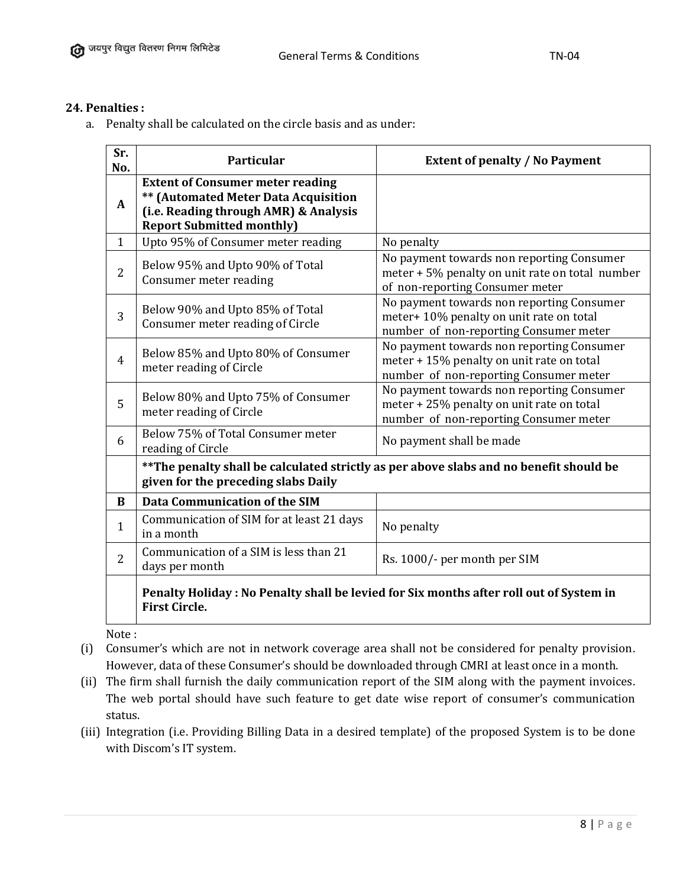**24. Penalties :**

a. Penalty shall be calculated on the circle basis and as under:

| Sr. No. | Particular | Extent of penalty / No Payment |
|---|---|---|
| **A** | **Extent of Consumer meter reading ** (Automated Meter Data Acquisition (i.e. Reading through AMR) & Analysis Report Submitted monthly)** | |
| 1 | Upto 95% of Consumer meter reading | No penalty |
| 2 | Below 95% and Upto 90% of Total Consumer meter reading | No payment towards non reporting Consumer meter + 5% penalty on unit rate on total number of non-reporting Consumer meter |
| 3 | Below 90% and Upto 85% of Total Consumer meter reading of Circle | No payment towards non reporting Consumer meter+ 10% penalty on unit rate on total number of non-reporting Consumer meter |
| 4 | Below 85% and Upto 80% of Consumer meter reading of Circle | No payment towards non reporting Consumer meter + 15% penalty on unit rate on total number of non-reporting Consumer meter |
| 5 | Below 80% and Upto 75% of Consumer meter reading of Circle | No payment towards non reporting Consumer meter + 25% penalty on unit rate on total number of non-reporting Consumer meter |
| 6 | Below 75% of Total Consumer meter reading of Circle | No payment shall be made |
| | ****The penalty shall be calculated strictly as per above slabs and no benefit should be given for the preceding slabs Daily** | |
| **B** | **Data Communication of the SIM** | |
| 1 | Communication of SIM for at least 21 days in a month | No penalty |
| 2 | Communication of a SIM is less than 21 days per month | Rs. 1000/- per month per SIM |
| | **Penalty Holiday : No Penalty shall be levied for Six months after roll out of System in First Circle.** | |

Note :

(i) Consumer's which are not in network coverage area shall not be considered for penalty provision. However, data of these Consumer's should be downloaded through CMRI at least once in a month.

(ii) The firm shall furnish the daily communication report of the SIM along with the payment invoices. The web portal should have such feature to get date wise report of consumer's communication status.

(iii) Integration (i.e. Providing Billing Data in a desired template) of the proposed System is to be done with Discom's IT system.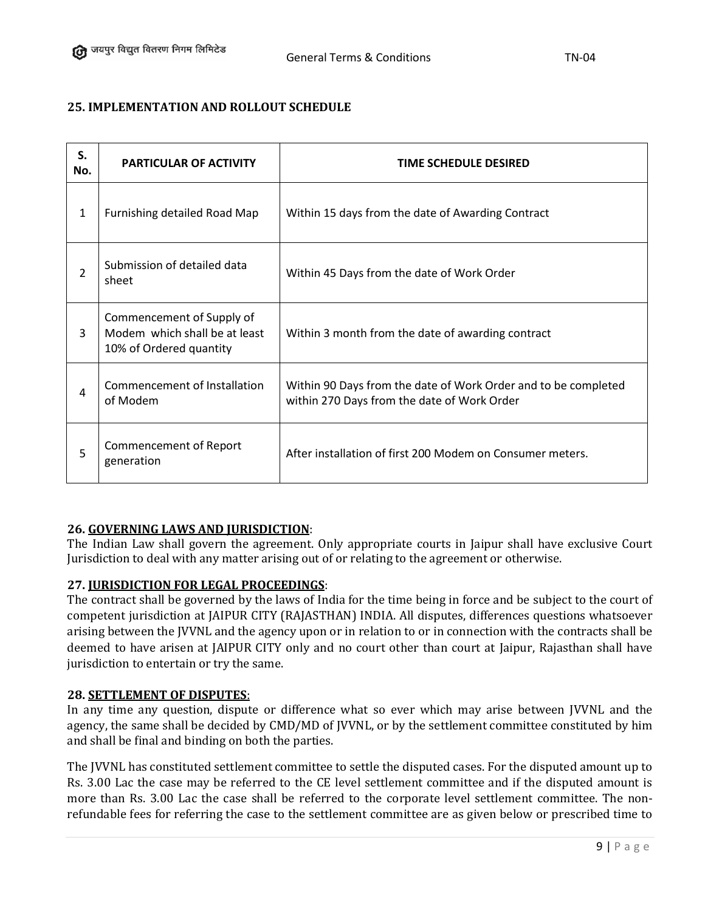## 25. IMPLEMENTATION AND ROLLOUT SCHEDULE

| S. No. | PARTICULAR OF ACTIVITY | TIME SCHEDULE DESIRED |
|---|---|---|
| 1 | Furnishing detailed Road Map | Within 15 days from the date of Awarding Contract |
| 2 | Submission of detailed data sheet | Within 45 Days from the date of Work Order |
| 3 | Commencement of Supply of Modem which shall be at least 10% of Ordered quantity | Within 3 month from the date of awarding contract |
| 4 | Commencement of Installation of Modem | Within 90 Days from the date of Work Order and to be completed within 270 Days from the date of Work Order |
| 5 | Commencement of Report generation | After installation of first 200 Modem on Consumer meters. |

### 26. GOVERNING LAWS AND JURISDICTION:

The Indian Law shall govern the agreement. Only appropriate courts in Jaipur shall have exclusive Court Jurisdiction to deal with any matter arising out of or relating to the agreement or otherwise.

### 27. JURISDICTION FOR LEGAL PROCEEDINGS:

The contract shall be governed by the laws of India for the time being in force and be subject to the court of competent jurisdiction at JAIPUR CITY (RAJASTHAN) INDIA. All disputes, differences questions whatsoever arising between the JVVNL and the agency upon or in relation to or in connection with the contracts shall be deemed to have arisen at JAIPUR CITY only and no court other than court at Jaipur, Rajasthan shall have jurisdiction to entertain or try the same.

### 28. SETTLEMENT OF DISPUTES:

In any time any question, dispute or difference what so ever which may arise between JVVNL and the agency, the same shall be decided by CMD/MD of JVVNL, or by the settlement committee constituted by him and shall be final and binding on both the parties.

The JVVNL has constituted settlement committee to settle the disputed cases. For the disputed amount up to Rs. 3.00 Lac the case may be referred to the CE level settlement committee and if the disputed amount is more than Rs. 3.00 Lac the case shall be referred to the corporate level settlement committee. The non-refundable fees for referring the case to the settlement committee are as given below or prescribed time to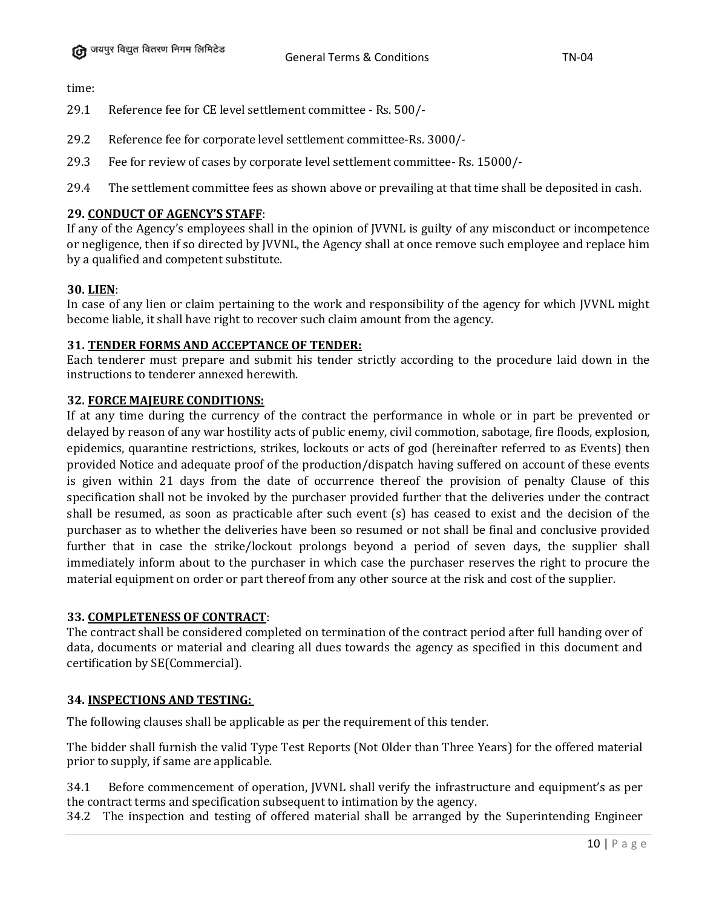time:

29.1 Reference fee for CE level settlement committee - Rs. 500/-

29.2 Reference fee for corporate level settlement committee-Rs. 3000/-

29.3 Fee for review of cases by corporate level settlement committee- Rs. 15000/-

29.4 The settlement committee fees as shown above or prevailing at that time shall be deposited in cash.

**29. CONDUCT OF AGENCY'S STAFF**:

If any of the Agency's employees shall in the opinion of JVVNL is guilty of any misconduct or incompetence or negligence, then if so directed by JVVNL, the Agency shall at once remove such employee and replace him by a qualified and competent substitute.

**30. LIEN**:

In case of any lien or claim pertaining to the work and responsibility of the agency for which JVVNL might become liable, it shall have right to recover such claim amount from the agency.

**31. TENDER FORMS AND ACCEPTANCE OF TENDER:**

Each tenderer must prepare and submit his tender strictly according to the procedure laid down in the instructions to tenderer annexed herewith.

**32. FORCE MAJEURE CONDITIONS:**

If at any time during the currency of the contract the performance in whole or in part be prevented or delayed by reason of any war hostility acts of public enemy, civil commotion, sabotage, fire floods, explosion, epidemics, quarantine restrictions, strikes, lockouts or acts of god (hereinafter referred to as Events) then provided Notice and adequate proof of the production/dispatch having suffered on account of these events is given within 21 days from the date of occurrence thereof the provision of penalty Clause of this specification shall not be invoked by the purchaser provided further that the deliveries under the contract shall be resumed, as soon as practicable after such event (s) has ceased to exist and the decision of the purchaser as to whether the deliveries have been so resumed or not shall be final and conclusive provided further that in case the strike/lockout prolongs beyond a period of seven days, the supplier shall immediately inform about to the purchaser in which case the purchaser reserves the right to procure the material equipment on order or part thereof from any other source at the risk and cost of the supplier.

**33. COMPLETENESS OF CONTRACT**:

The contract shall be considered completed on termination of the contract period after full handing over of data, documents or material and clearing all dues towards the agency as specified in this document and certification by SE(Commercial).

**34. INSPECTIONS AND TESTING:**

The following clauses shall be applicable as per the requirement of this tender.

The bidder shall furnish the valid Type Test Reports (Not Older than Three Years) for the offered material prior to supply, if same are applicable.

34.1 Before commencement of operation, JVVNL shall verify the infrastructure and equipment's as per the contract terms and specification subsequent to intimation by the agency.

34.2 The inspection and testing of offered material shall be arranged by the Superintending Engineer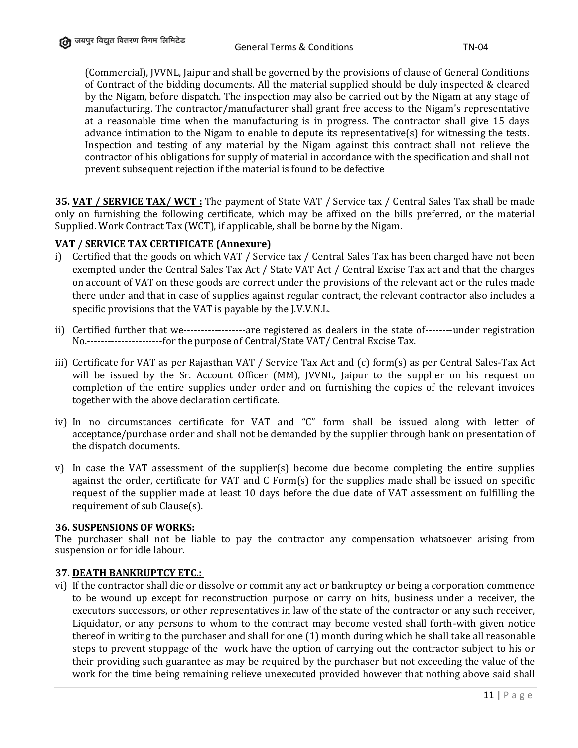(Commercial), JVVNL, Jaipur and shall be governed by the provisions of clause of General Conditions of Contract of the bidding documents. All the material supplied should be duly inspected & cleared by the Nigam, before dispatch. The inspection may also be carried out by the Nigam at any stage of manufacturing. The contractor/manufacturer shall grant free access to the Nigam's representative at a reasonable time when the manufacturing is in progress. The contractor shall give 15 days advance intimation to the Nigam to enable to depute its representative(s) for witnessing the tests. Inspection and testing of any material by the Nigam against this contract shall not relieve the contractor of his obligations for supply of material in accordance with the specification and shall not prevent subsequent rejection if the material is found to be defective

**35. <u>VAT / SERVICE TAX/ WCT :</u>** The payment of State VAT / Service tax / Central Sales Tax shall be made only on furnishing the following certificate, which may be affixed on the bills preferred, or the material Supplied. Work Contract Tax (WCT), if applicable, shall be borne by the Nigam.

**VAT / SERVICE TAX CERTIFICATE (Annexure)**

i) Certified that the goods on which VAT / Service tax / Central Sales Tax has been charged have not been exempted under the Central Sales Tax Act / State VAT Act / Central Excise Tax act and that the charges on account of VAT on these goods are correct under the provisions of the relevant act or the rules made there under and that in case of supplies against regular contract, the relevant contractor also includes a specific provisions that the VAT is payable by the J.V.V.N.L.

ii) Certified further that we------------------are registered as dealers in the state of--------under registration No.---------------------for the purpose of Central/State VAT/ Central Excise Tax.

iii) Certificate for VAT as per Rajasthan VAT / Service Tax Act and (c) form(s) as per Central Sales-Tax Act will be issued by the Sr. Account Officer (MM), JVVNL, Jaipur to the supplier on his request on completion of the entire supplies under order and on furnishing the copies of the relevant invoices together with the above declaration certificate.

iv) In no circumstances certificate for VAT and "C" form shall be issued along with letter of acceptance/purchase order and shall not be demanded by the supplier through bank on presentation of the dispatch documents.

v) In case the VAT assessment of the supplier(s) become due become completing the entire supplies against the order, certificate for VAT and C Form(s) for the supplies made shall be issued on specific request of the supplier made at least 10 days before the due date of VAT assessment on fulfilling the requirement of sub Clause(s).

**36. <u>SUSPENSIONS OF WORKS:</u>**

The purchaser shall not be liable to pay the contractor any compensation whatsoever arising from suspension or for idle labour.

**37. <u>DEATH BANKRUPTCY ETC.:</u>**

vi) If the contractor shall die or dissolve or commit any act or bankruptcy or being a corporation commence to be wound up except for reconstruction purpose or carry on hits, business under a receiver, the executors successors, or other representatives in law of the state of the contractor or any such receiver, Liquidator, or any persons to whom to the contract may become vested shall forth-with given notice thereof in writing to the purchaser and shall for one (1) month during which he shall take all reasonable steps to prevent stoppage of the work have the option of carrying out the contractor subject to his or their providing such guarantee as may be required by the purchaser but not exceeding the value of the work for the time being remaining relieve unexecuted provided however that nothing above said shall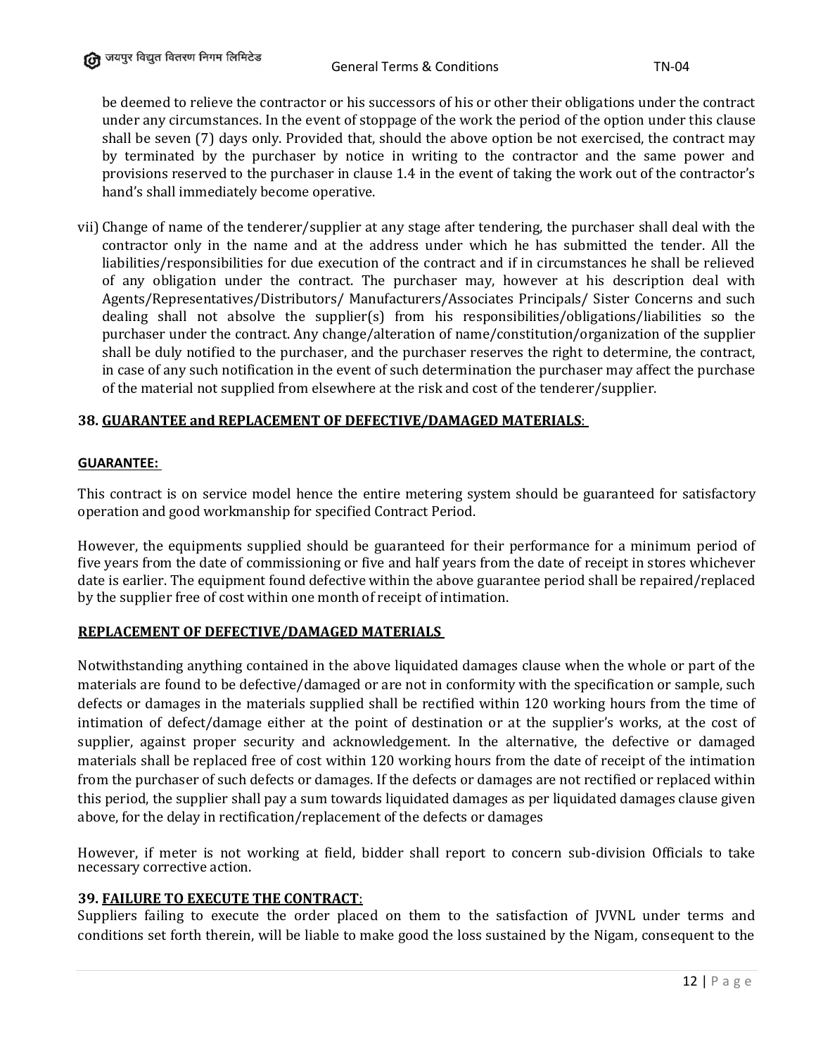be deemed to relieve the contractor or his successors of his or other their obligations under the contract under any circumstances. In the event of stoppage of the work the period of the option under this clause shall be seven (7) days only. Provided that, should the above option be not exercised, the contract may by terminated by the purchaser by notice in writing to the contractor and the same power and provisions reserved to the purchaser in clause 1.4 in the event of taking the work out of the contractor's hand's shall immediately become operative.

vii) Change of name of the tenderer/supplier at any stage after tendering, the purchaser shall deal with the contractor only in the name and at the address under which he has submitted the tender. All the liabilities/responsibilities for due execution of the contract and if in circumstances he shall be relieved of any obligation under the contract. The purchaser may, however at his description deal with Agents/Representatives/Distributors/ Manufacturers/Associates Principals/ Sister Concerns and such dealing shall not absolve the supplier(s) from his responsibilities/obligations/liabilities so the purchaser under the contract. Any change/alteration of name/constitution/organization of the supplier shall be duly notified to the purchaser, and the purchaser reserves the right to determine, the contract, in case of any such notification in the event of such determination the purchaser may affect the purchase of the material not supplied from elsewhere at the risk and cost of the tenderer/supplier.

## 38. GUARANTEE and REPLACEMENT OF DEFECTIVE/DAMAGED MATERIALS:

**GUARANTEE:**

This contract is on service model hence the entire metering system should be guaranteed for satisfactory operation and good workmanship for specified Contract Period.

However, the equipments supplied should be guaranteed for their performance for a minimum period of five years from the date of commissioning or five and half years from the date of receipt in stores whichever date is earlier. The equipment found defective within the above guarantee period shall be repaired/replaced by the supplier free of cost within one month of receipt of intimation.

**REPLACEMENT OF DEFECTIVE/DAMAGED MATERIALS**

Notwithstanding anything contained in the above liquidated damages clause when the whole or part of the materials are found to be defective/damaged or are not in conformity with the specification or sample, such defects or damages in the materials supplied shall be rectified within 120 working hours from the time of intimation of defect/damage either at the point of destination or at the supplier's works, at the cost of supplier, against proper security and acknowledgement. In the alternative, the defective or damaged materials shall be replaced free of cost within 120 working hours from the date of receipt of the intimation from the purchaser of such defects or damages. If the defects or damages are not rectified or replaced within this period, the supplier shall pay a sum towards liquidated damages as per liquidated damages clause given above, for the delay in rectification/replacement of the defects or damages

However, if meter is not working at field, bidder shall report to concern sub-division Officials to take necessary corrective action.

## 39. FAILURE TO EXECUTE THE CONTRACT:

Suppliers failing to execute the order placed on them to the satisfaction of JVVNL under terms and conditions set forth therein, will be liable to make good the loss sustained by the Nigam, consequent to the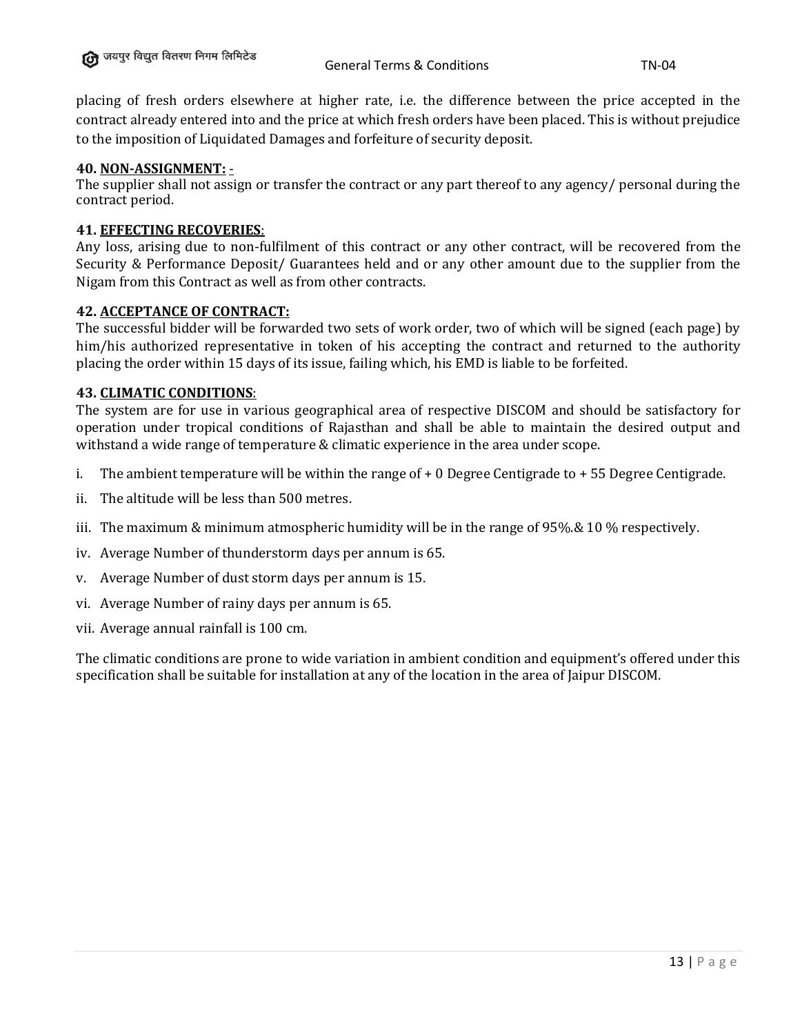placing of fresh orders elsewhere at higher rate, i.e. the difference between the price accepted in the contract already entered into and the price at which fresh orders have been placed. This is without prejudice to the imposition of Liquidated Damages and forfeiture of security deposit.

**40. <u>NON-ASSIGNMENT:</u> -**

The supplier shall not assign or transfer the contract or any part thereof to any agency/ personal during the contract period.

**41. <u>EFFECTING RECOVERIES</u>:**

Any loss, arising due to non-fulfilment of this contract or any other contract, will be recovered from the Security & Performance Deposit/ Guarantees held and or any other amount due to the supplier from the Nigam from this Contract as well as from other contracts.

**42. <u>ACCEPTANCE OF CONTRACT:</u>**

The successful bidder will be forwarded two sets of work order, two of which will be signed (each page) by him/his authorized representative in token of his accepting the contract and returned to the authority placing the order within 15 days of its issue, failing which, his EMD is liable to be forfeited.

**43. <u>CLIMATIC CONDITIONS</u>:**

The system are for use in various geographical area of respective DISCOM and should be satisfactory for operation under tropical conditions of Rajasthan and shall be able to maintain the desired output and withstand a wide range of temperature & climatic experience in the area under scope.

i. The ambient temperature will be within the range of + 0 Degree Centigrade to + 55 Degree Centigrade.

ii. The altitude will be less than 500 metres.

iii. The maximum & minimum atmospheric humidity will be in the range of 95%.& 10 % respectively.

iv. Average Number of thunderstorm days per annum is 65.

v. Average Number of dust storm days per annum is 15.

vi. Average Number of rainy days per annum is 65.

vii. Average annual rainfall is 100 cm.

The climatic conditions are prone to wide variation in ambient condition and equipment's offered under this specification shall be suitable for installation at any of the location in the area of Jaipur DISCOM.